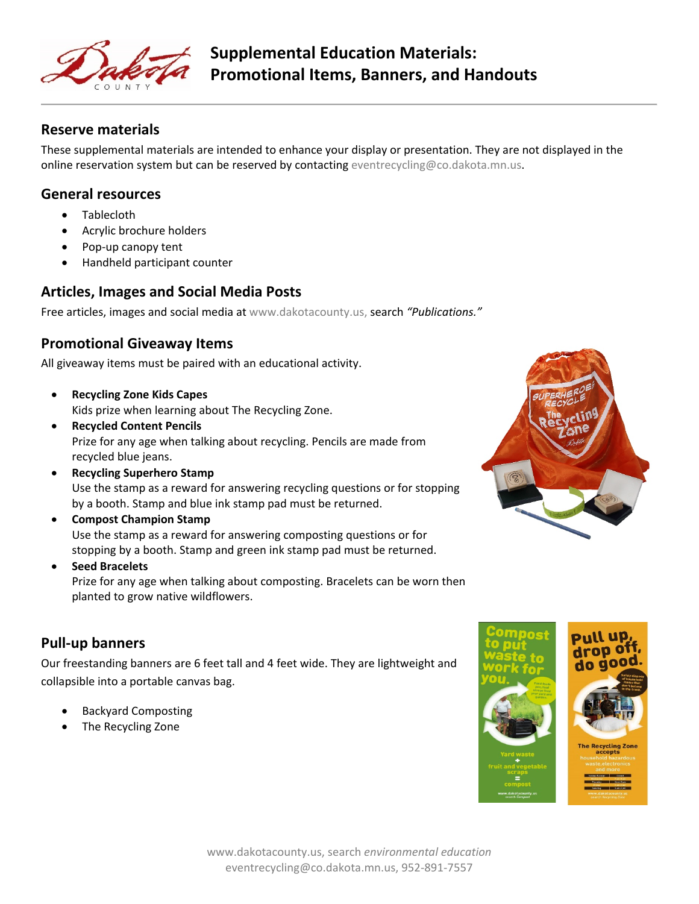# Supplemental Education Materials: Promotional Items, Banners, and Handouts

## Reserve materials

These supplemental materials are intended to enhance your display or presentation. They are not displayed in the online reservation system but can be reserved by contacting eventrecycling@co.dakota.mn.us.

## General resources

- Tablecloth
- Acrylic brochure holders
- Pop-up canopy tent
- Handheld participant counter

## Articles, Images and Social Media Posts

Free articles, images and social media at www.dakotacounty.us, search *"Publications."*

## Promotional Giveaway Items

All giveaway items must be paired with an educational activity.

- **Recycling Zone Kids Capes**
  Kids prize when learning about The Recycling Zone.
- **Recycled Content Pencils**
  Prize for any age when talking about recycling. Pencils are made from recycled blue jeans.
- **Recycling Superhero Stamp**
  Use the stamp as a reward for answering recycling questions or for stopping by a booth. Stamp and blue ink stamp pad must be returned.
- **Compost Champion Stamp**
  Use the stamp as a reward for answering composting questions or for stopping by a booth. Stamp and green ink stamp pad must be returned.
- **Seed Bracelets**
  Prize for any age when talking about composting. Bracelets can be worn then planted to grow native wildflowers.

## Pull-up banners

Our freestanding banners are 6 feet tall and 4 feet wide. They are lightweight and collapsible into a portable canvas bag.

- Backyard Composting
- The Recycling Zone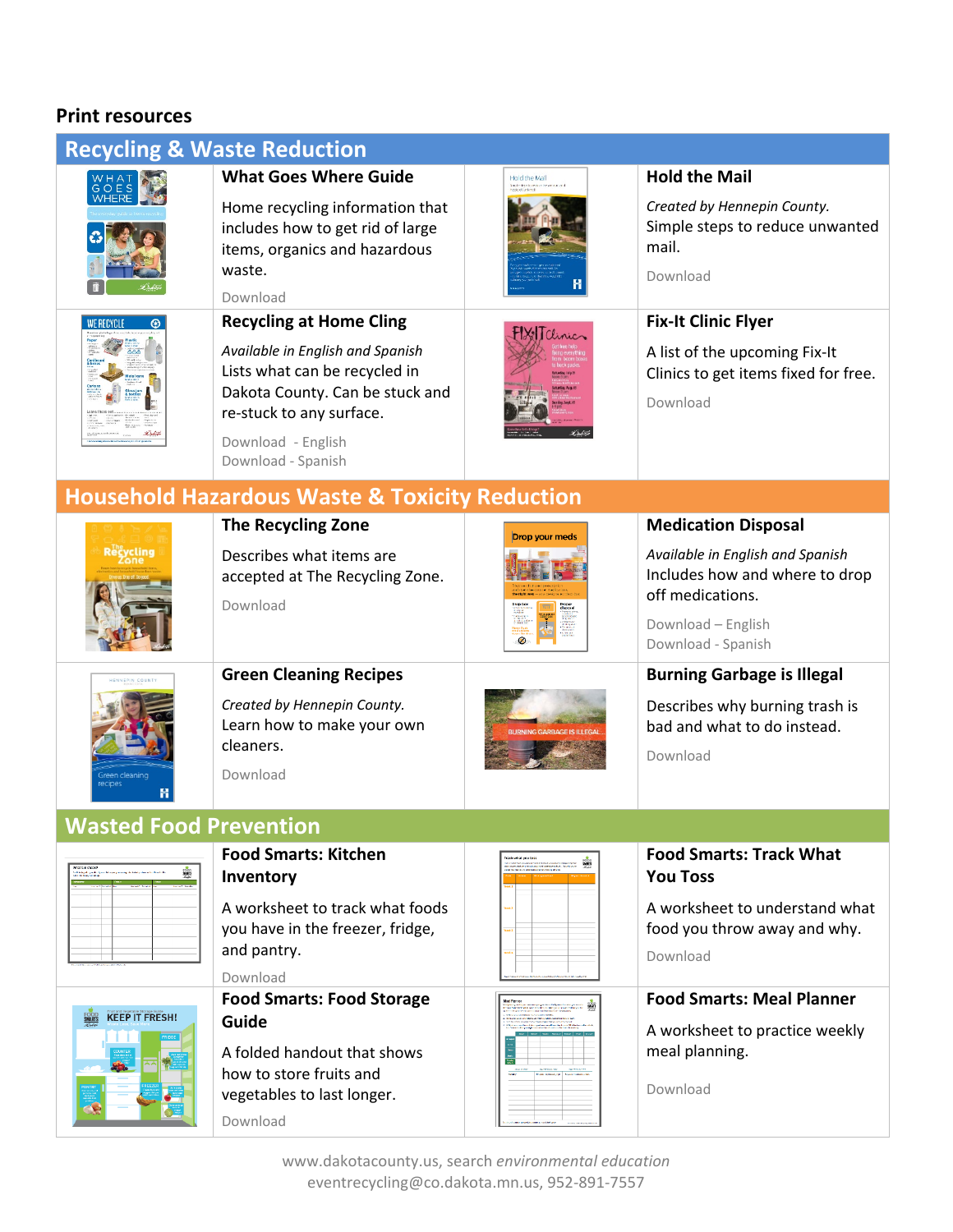## Print resources

### Recycling & Waste Reduction

**What Goes Where Guide**

Home recycling information that includes how to get rid of large items, organics and hazardous waste.

Download

**Hold the Mail**

*Created by Hennepin County.*
Simple steps to reduce unwanted mail.

Download

**Recycling at Home Cling**

*Available in English and Spanish*
Lists what can be recycled in Dakota County. Can be stuck and re-stuck to any surface.

Download - English
Download - Spanish

**Fix-It Clinic Flyer**

A list of the upcoming Fix-It Clinics to get items fixed for free.

Download

### Household Hazardous Waste & Toxicity Reduction

**The Recycling Zone**

Describes what items are accepted at The Recycling Zone.

Download

**Medication Disposal**

*Available in English and Spanish*
Includes how and where to drop off medications.

Download – English
Download - Spanish

**Green Cleaning Recipes**

*Created by Hennepin County.*
Learn how to make your own cleaners.

Download

**Burning Garbage is Illegal**

Describes why burning trash is bad and what to do instead.

Download

### Wasted Food Prevention

**Food Smarts: Kitchen Inventory**

A worksheet to track what foods you have in the freezer, fridge, and pantry.

Download

**Food Smarts: Track What You Toss**

A worksheet to understand what food you throw away and why.

Download

**Food Smarts: Food Storage Guide**

A folded handout that shows how to store fruits and vegetables to last longer.

Download

**Food Smarts: Meal Planner**

A worksheet to practice weekly meal planning.

Download

www.dakotacounty.us, search *environmental education*
eventrecycling@co.dakota.mn.us, 952-891-7557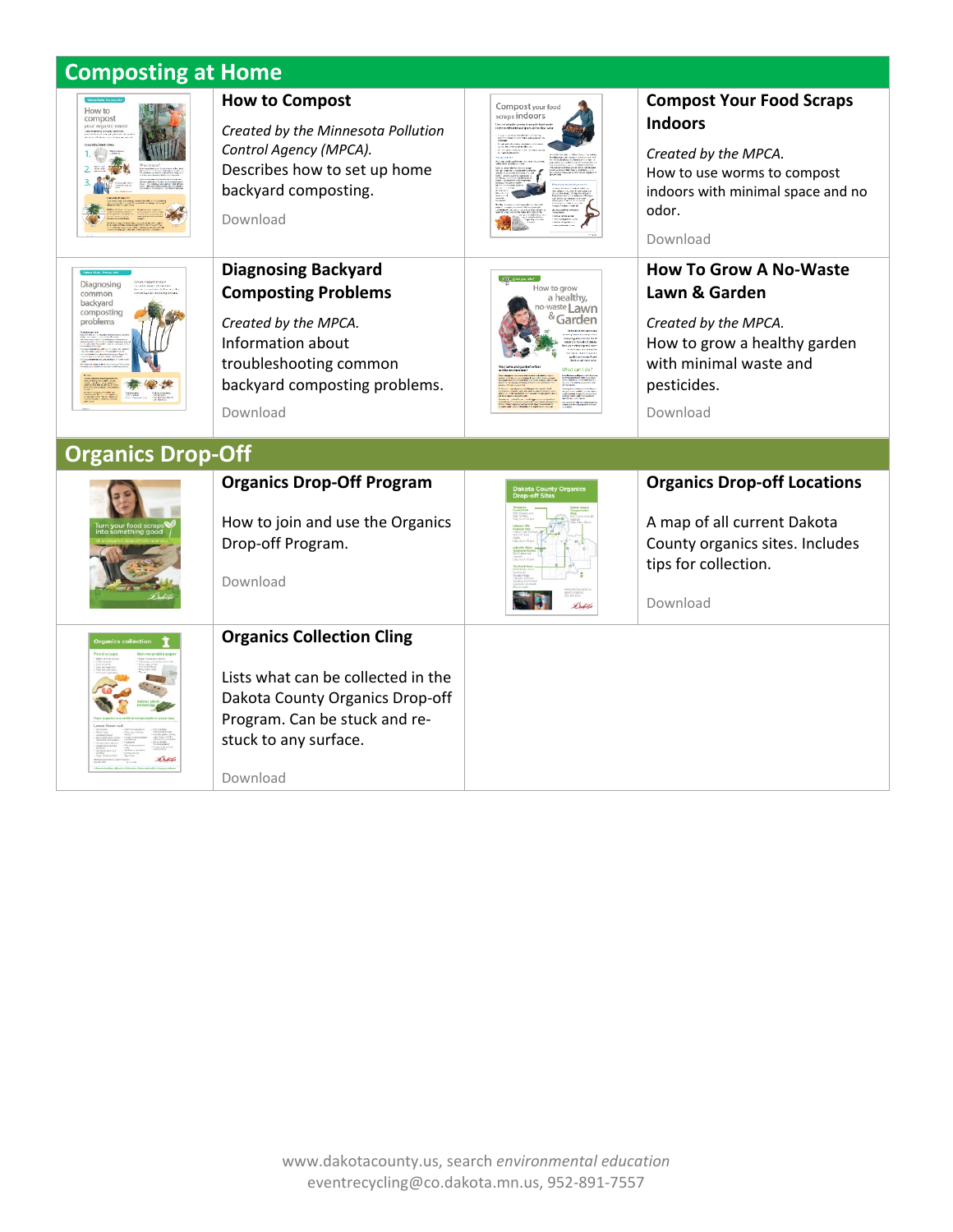## Composting at Home

### How to Compost

*Created by the Minnesota Pollution Control Agency (MPCA).*
Describes how to set up home backyard composting.

Download

### Compost Your Food Scraps Indoors

*Created by the MPCA.*
How to use worms to compost indoors with minimal space and no odor.

Download

### Diagnosing Backyard Composting Problems

*Created by the MPCA.*
Information about troubleshooting common backyard composting problems.

Download

### How To Grow A No-Waste Lawn & Garden

*Created by the MPCA.*
How to grow a healthy garden with minimal waste and pesticides.

Download

## Organics Drop-Off

### Organics Drop-Off Program

How to join and use the Organics Drop-off Program.

Download

### Organics Drop-off Locations

A map of all current Dakota County organics sites. Includes tips for collection.

Download

### Organics Collection Cling

Lists what can be collected in the Dakota County Organics Drop-off Program. Can be stuck and re-stuck to any surface.

Download

www.dakotacounty.us, search *environmental education*
eventrecycling@co.dakota.mn.us, 952-891-7557